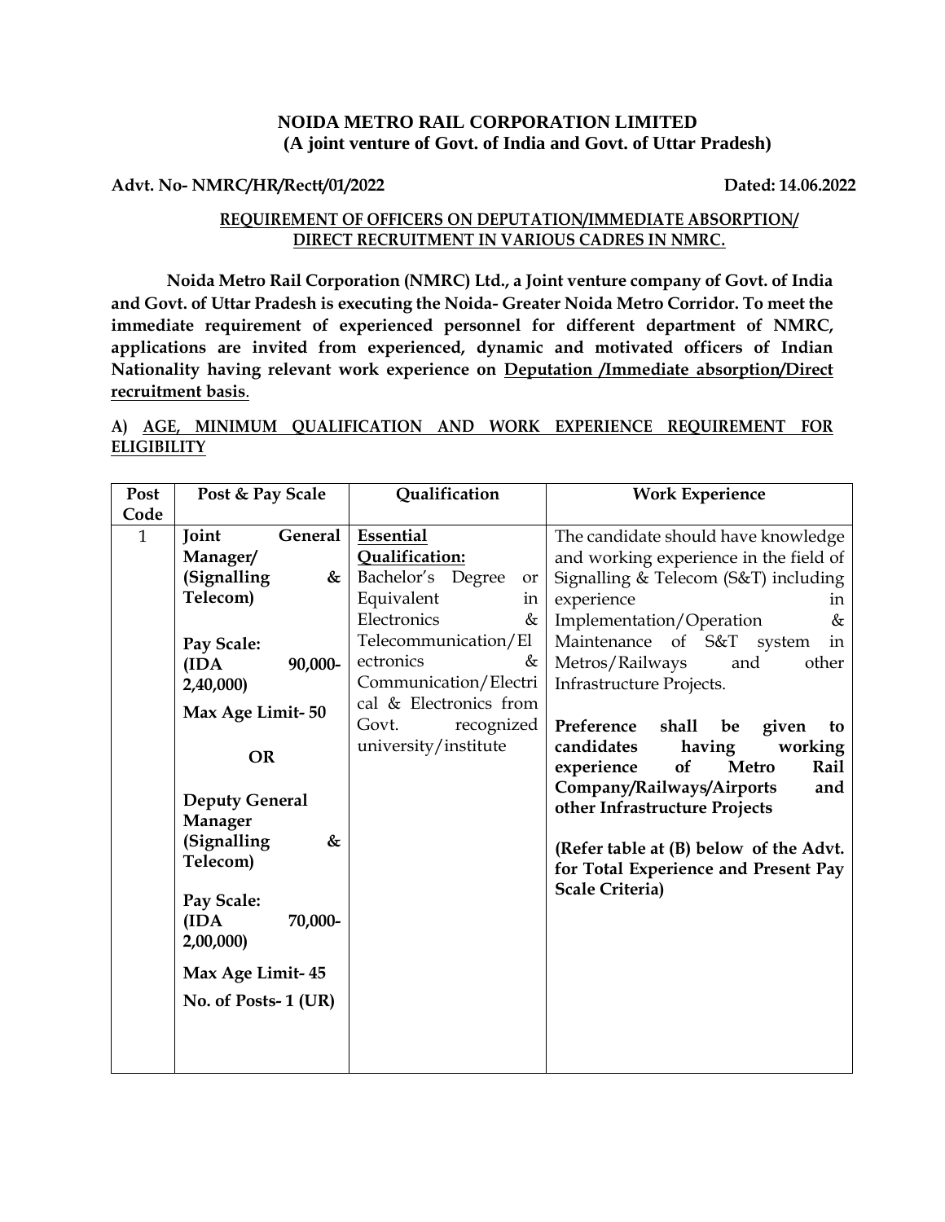**NOIDA METRO RAIL CORPORATION LIMITED**
**(A joint venture of Govt. of India and Govt. of Uttar Pradesh)**

**Advt. No- NMRC/HR/Rectt/01/2022** **Dated: 14.06.2022**

**REQUIREMENT OF OFFICERS ON DEPUTATION/IMMEDIATE ABSORPTION/ DIRECT RECRUITMENT IN VARIOUS CADRES IN NMRC.**

**Noida Metro Rail Corporation (NMRC) Ltd., a Joint venture company of Govt. of India and Govt. of Uttar Pradesh is executing the Noida- Greater Noida Metro Corridor. To meet the immediate requirement of experienced personnel for different department of NMRC, applications are invited from experienced, dynamic and motivated officers of Indian Nationality having relevant work experience on Deputation /Immediate absorption/Direct recruitment basis.**

**A) AGE, MINIMUM QUALIFICATION AND WORK EXPERIENCE REQUIREMENT FOR ELIGIBILITY**

| Post Code | Post & Pay Scale | Qualification | Work Experience |
|---|---|---|---|
| 1 | **Joint General Manager/ (Signalling & Telecom)**<br><br>**Pay Scale: (IDA 90,000-2,40,000)**<br><br>**Max Age Limit- 50**<br><br>**OR**<br><br>**Deputy General Manager (Signalling & Telecom)**<br><br>**Pay Scale: (IDA 70,000-2,00,000)**<br><br>**Max Age Limit- 45**<br><br>**No. of Posts- 1 (UR)** | **Essential Qualification:**<br>Bachelor's Degree or Equivalent in Electronics & Telecommunication/Electronics & Communication/Electrical & Electronics from Govt. recognized university/institute | The candidate should have knowledge and working experience in the field of Signalling & Telecom (S&T) including experience in Implementation/Operation & Maintenance of S&T system in Metros/Railways and other Infrastructure Projects.<br><br>**Preference shall be given to candidates having working experience of Metro Rail Company/Railways/Airports and other Infrastructure Projects**<br><br>**(Refer table at (B) below of the Advt. for Total Experience and Present Pay Scale Criteria)** |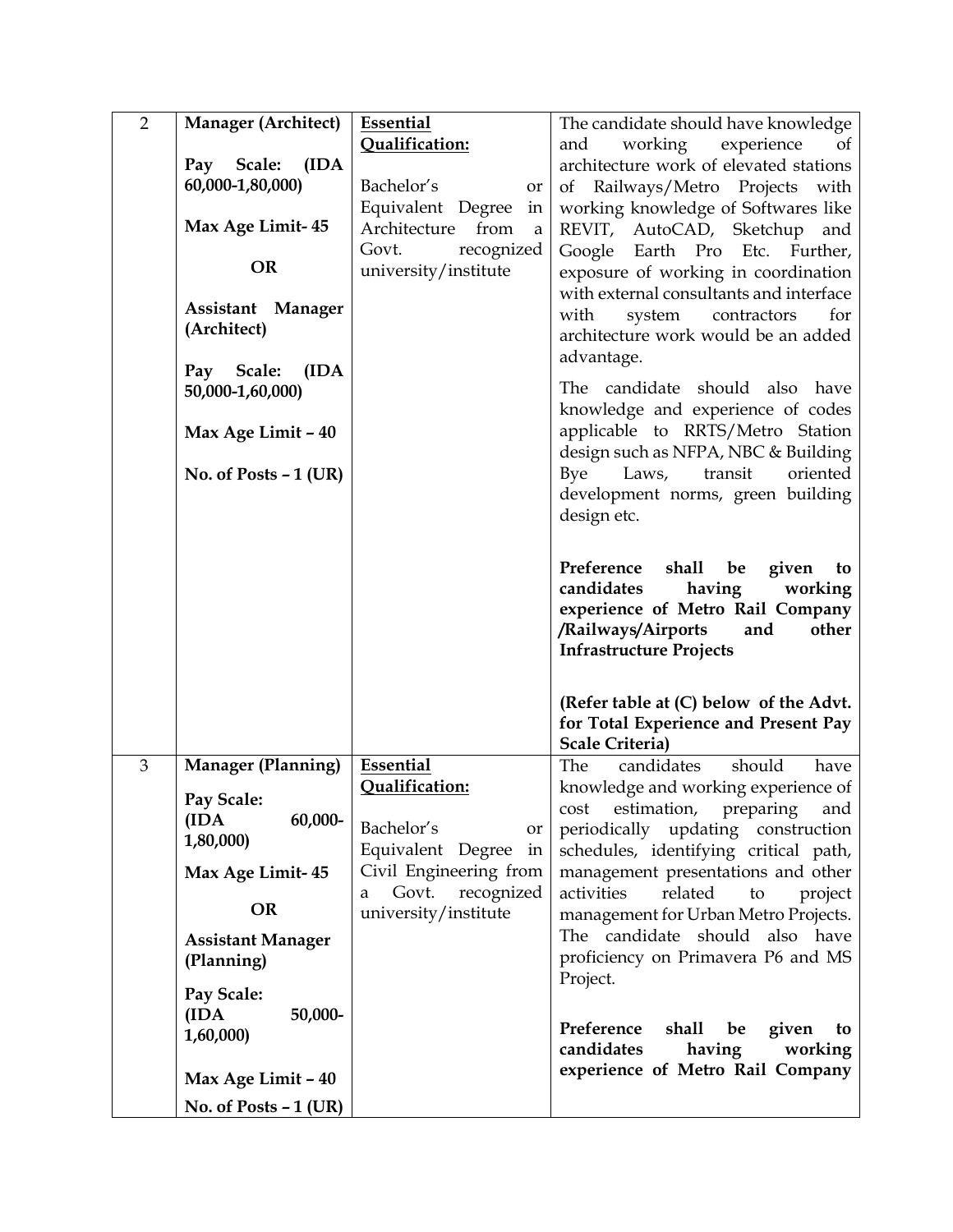| 2 | **Manager (Architect)**<br><br>**Pay Scale: (IDA 60,000-1,80,000)**<br><br>**Max Age Limit- 45**<br><br>**OR**<br><br>**Assistant Manager (Architect)**<br><br>**Pay Scale: (IDA 50,000-1,60,000)**<br><br>**Max Age Limit – 40**<br><br>**No. of Posts – 1 (UR)** | **Essential Qualification:**<br><br>Bachelor's or Equivalent Degree in Architecture from a Govt. recognized university/institute | The candidate should have knowledge and working experience of architecture work of elevated stations of Railways/Metro Projects with working knowledge of Softwares like REVIT, AutoCAD, Sketchup and Google Earth Pro Etc. Further, exposure of working in coordination with external consultants and interface with system contractors for architecture work would be an added advantage.<br><br>The candidate should also have knowledge and experience of codes applicable to RRTS/Metro Station design such as NFPA, NBC & Building Bye Laws, transit oriented development norms, green building design etc.<br><br>**Preference shall be given to candidates having working experience of Metro Rail Company /Railways/Airports and other Infrastructure Projects**<br><br>**(Refer table at (C) below of the Advt. for Total Experience and Present Pay Scale Criteria)** |
|---|---|---|---|
| 3 | **Manager (Planning)**<br><br>**Pay Scale: (IDA 60,000-1,80,000)**<br><br>**Max Age Limit- 45**<br><br>**OR**<br><br>**Assistant Manager (Planning)**<br><br>**Pay Scale: (IDA 50,000-1,60,000)**<br><br>**Max Age Limit – 40**<br><br>**No. of Posts – 1 (UR)** | **Essential Qualification:**<br><br>Bachelor's or Equivalent Degree in Civil Engineering from a Govt. recognized university/institute | The candidates should have knowledge and working experience of cost estimation, preparing and periodically updating construction schedules, identifying critical path, management presentations and other activities related to project management for Urban Metro Projects. The candidate should also have proficiency on Primavera P6 and MS Project.<br><br>**Preference shall be given to candidates having working experience of Metro Rail Company** |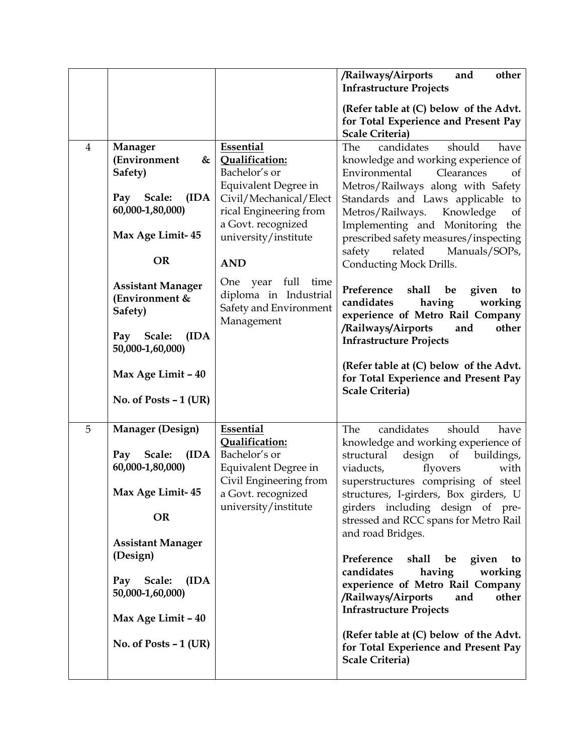| | | | |
|---|---|---|---|
| | | | **/Railways/Airports and other Infrastructure Projects**<br><br>**(Refer table at (C) below of the Advt. for Total Experience and Present Pay Scale Criteria)** |
| 4 | **Manager (Environment & Safety)**<br><br>**Pay Scale: (IDA 60,000-1,80,000)**<br><br>**Max Age Limit- 45**<br><br>**OR**<br><br>**Assistant Manager (Environment & Safety)**<br><br>**Pay Scale: (IDA 50,000-1,60,000)**<br><br>**Max Age Limit – 40**<br><br>**No. of Posts – 1 (UR)** | **Essential Qualification:**<br>Bachelor's or Equivalent Degree in Civil/Mechanical/Electrical Engineering from a Govt. recognized university/institute<br><br>**AND**<br><br>One year full time diploma in Industrial Safety and Environment Management | The candidates should have knowledge and working experience of Environmental Clearances of Metros/Railways along with Safety Standards and Laws applicable to Metros/Railways. Knowledge of Implementing and Monitoring the prescribed safety measures/inspecting safety related Manuals/SOPs, Conducting Mock Drills.<br><br>**Preference shall be given to candidates having working experience of Metro Rail Company /Railways/Airports and other Infrastructure Projects**<br><br>**(Refer table at (C) below of the Advt. for Total Experience and Present Pay Scale Criteria)** |
| 5 | **Manager (Design)**<br><br>**Pay Scale: (IDA 60,000-1,80,000)**<br><br>**Max Age Limit- 45**<br><br>**OR**<br><br>**Assistant Manager (Design)**<br><br>**Pay Scale: (IDA 50,000-1,60,000)**<br><br>**Max Age Limit – 40**<br><br>**No. of Posts – 1 (UR)** | **Essential Qualification:**<br>Bachelor's or Equivalent Degree in Civil Engineering from a Govt. recognized university/institute | The candidates should have knowledge and working experience of structural design of buildings, viaducts, flyovers with superstructures comprising of steel structures, I-girders, Box girders, U girders including design of pre-stressed and RCC spans for Metro Rail and road Bridges.<br><br>**Preference shall be given to candidates having working experience of Metro Rail Company /Railways/Airports and other Infrastructure Projects**<br><br>**(Refer table at (C) below of the Advt. for Total Experience and Present Pay Scale Criteria)** |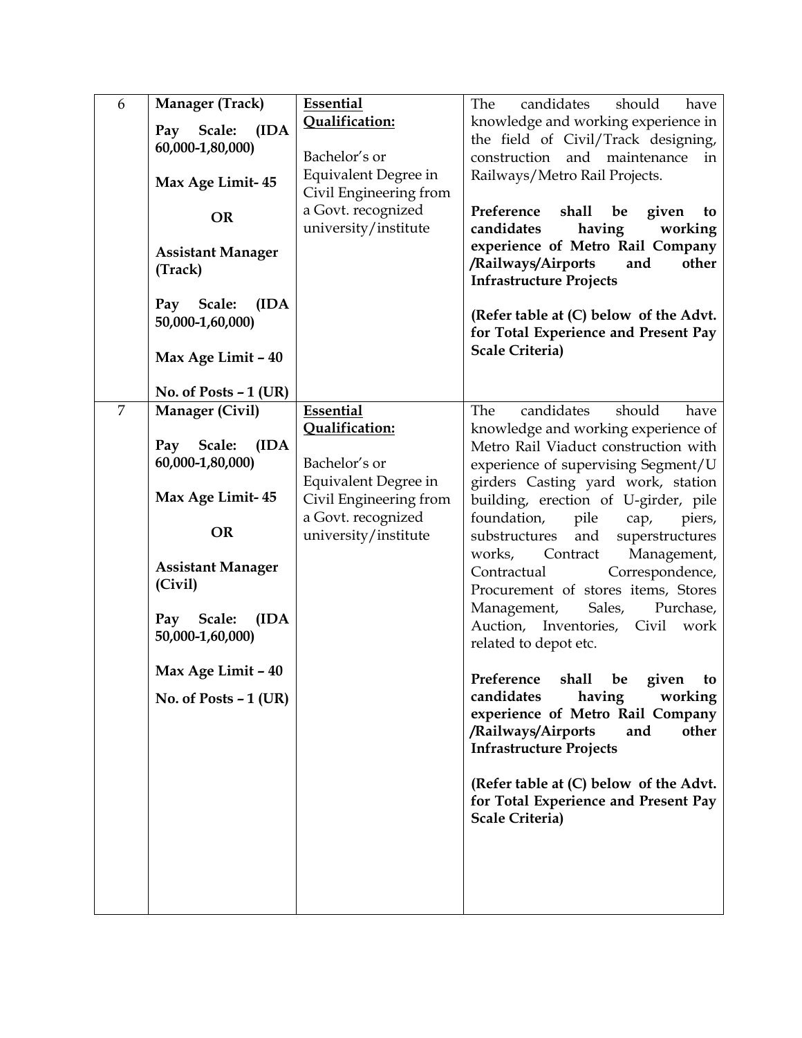| | | | |
|---|---|---|---|
| 6 | **Manager (Track)**<br><br>**Pay Scale: (IDA 60,000-1,80,000)**<br><br>**Max Age Limit- 45**<br><br>**OR**<br><br>**Assistant Manager (Track)**<br><br>**Pay Scale: (IDA 50,000-1,60,000)**<br><br>**Max Age Limit – 40**<br><br>**No. of Posts – 1 (UR)** | **Essential Qualification:**<br><br>Bachelor's or Equivalent Degree in Civil Engineering from a Govt. recognized university/institute | The candidates should have knowledge and working experience in the field of Civil/Track designing, construction and maintenance in Railways/Metro Rail Projects.<br><br>**Preference shall be given to candidates having working experience of Metro Rail Company /Railways/Airports and other Infrastructure Projects**<br><br>**(Refer table at (C) below of the Advt. for Total Experience and Present Pay Scale Criteria)** |
| 7 | **Manager (Civil)**<br><br>**Pay Scale: (IDA 60,000-1,80,000)**<br><br>**Max Age Limit- 45**<br><br>**OR**<br><br>**Assistant Manager (Civil)**<br><br>**Pay Scale: (IDA 50,000-1,60,000)**<br><br>**Max Age Limit – 40**<br><br>**No. of Posts – 1 (UR)** | **Essential Qualification:**<br><br>Bachelor's or Equivalent Degree in Civil Engineering from a Govt. recognized university/institute | The candidates should have knowledge and working experience of Metro Rail Viaduct construction with experience of supervising Segment/U girders Casting yard work, station building, erection of U-girder, pile foundation, pile cap, piers, substructures and superstructures works, Contract Management, Contractual Correspondence, Procurement of stores items, Stores Management, Sales, Purchase, Auction, Inventories, Civil work related to depot etc.<br><br>**Preference shall be given to candidates having working experience of Metro Rail Company /Railways/Airports and other Infrastructure Projects**<br><br>**(Refer table at (C) below of the Advt. for Total Experience and Present Pay Scale Criteria)** |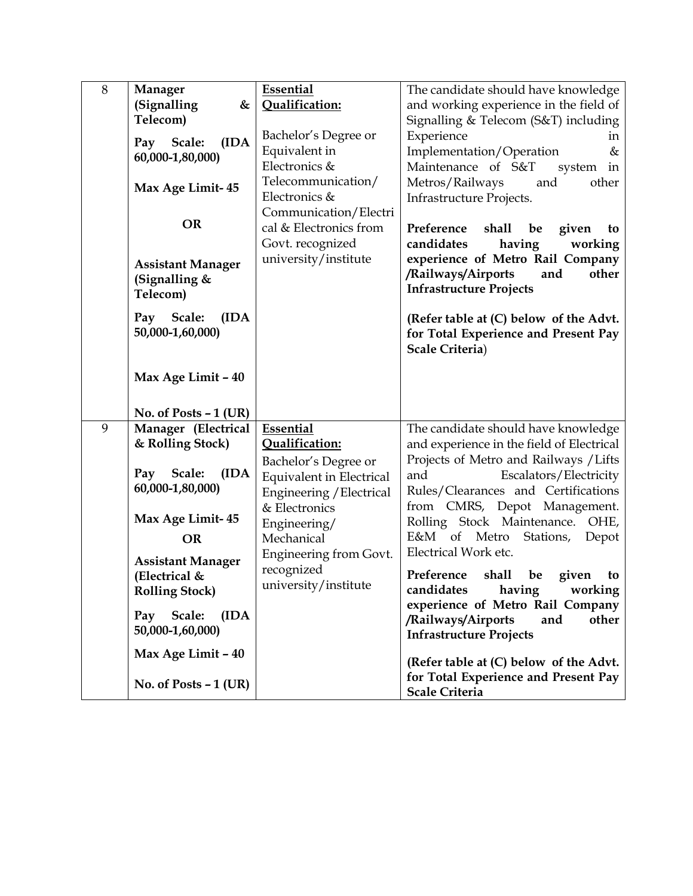| | | | |
|---|---|---|---|
| 8 | **Manager (Signalling & Telecom)**<br><br>**Pay Scale: (IDA 60,000-1,80,000)**<br><br>**Max Age Limit- 45**<br><br>**OR**<br><br>**Assistant Manager (Signalling & Telecom)**<br><br>**Pay Scale: (IDA 50,000-1,60,000)**<br><br>**Max Age Limit – 40**<br><br>**No. of Posts – 1 (UR)** | **<u>Essential Qualification:</u>**<br><br>Bachelor's Degree or Equivalent in Electronics & Telecommunication/ Electronics & Communication/Electrical & Electronics from Govt. recognized university/institute | The candidate should have knowledge and working experience in the field of Signalling & Telecom (S&T) including Experience in Implementation/Operation & Maintenance of S&T system in Metros/Railways and other Infrastructure Projects.<br><br>**Preference shall be given to candidates having working experience of Metro Rail Company /Railways/Airports and other Infrastructure Projects**<br><br>**(Refer table at (C) below of the Advt. for Total Experience and Present Pay Scale Criteria**) |
| 9 | **Manager (Electrical & Rolling Stock)**<br><br>**Pay Scale: (IDA 60,000-1,80,000)**<br><br>**Max Age Limit- 45**<br><br>**OR**<br><br>**Assistant Manager (Electrical & Rolling Stock)**<br><br>**Pay Scale: (IDA 50,000-1,60,000)**<br><br>**Max Age Limit – 40**<br><br>**No. of Posts – 1 (UR)** | **<u>Essential Qualification:</u>**<br><br>Bachelor's Degree or Equivalent in Electrical Engineering /Electrical & Electronics Engineering/ Mechanical Engineering from Govt. recognized university/institute | The candidate should have knowledge and experience in the field of Electrical Projects of Metro and Railways /Lifts and Escalators/Electricity Rules/Clearances and Certifications from CMRS, Depot Management. Rolling Stock Maintenance. OHE, E&M of Metro Stations, Depot Electrical Work etc.<br><br>**Preference shall be given to candidates having working experience of Metro Rail Company /Railways/Airports and other Infrastructure Projects**<br><br>**(Refer table at (C) below of the Advt. for Total Experience and Present Pay Scale Criteria** |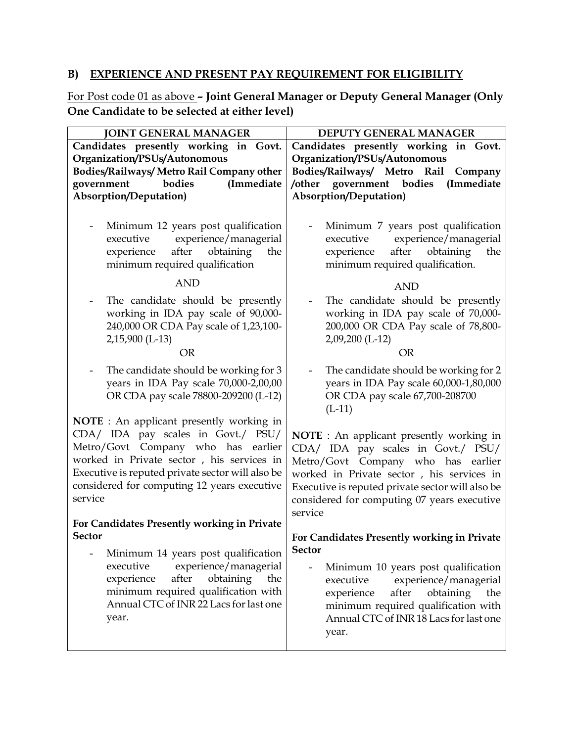## B) EXPERIENCE AND PRESENT PAY REQUIREMENT FOR ELIGIBILITY

For Post code 01 as above **– Joint General Manager or Deputy General Manager (Only One Candidate to be selected at either level)**

| JOINT GENERAL MANAGER | DEPUTY GENERAL MANAGER |
|---|---|
| **Candidates presently working in Govt. Organization/PSUs/Autonomous Bodies/Railways/ Metro Rail Company other government bodies (Immediate Absorption/Deputation)**<br><br>- Minimum 12 years post qualification executive experience/managerial experience after obtaining the minimum required qualification<br><br>AND<br><br>- The candidate should be presently working in IDA pay scale of 90,000-240,000 OR CDA Pay scale of 1,23,100-2,15,900 (L-13)<br><br>OR<br><br>- The candidate should be working for 3 years in IDA Pay scale 70,000-2,00,00 OR CDA pay scale 78800-209200 (L-12)<br><br>**NOTE** : An applicant presently working in CDA/ IDA pay scales in Govt./ PSU/ Metro/Govt Company who has earlier worked in Private sector , his services in Executive is reputed private sector will also be considered for computing 12 years executive service<br><br>**For Candidates Presently working in Private Sector**<br><br>- Minimum 14 years post qualification executive experience/managerial experience after obtaining the minimum required qualification with Annual CTC of INR 22 Lacs for last one year. | **Candidates presently working in Govt. Organization/PSUs/Autonomous Bodies/Railways/ Metro Rail Company /other government bodies (Immediate Absorption/Deputation)**<br><br>- Minimum 7 years post qualification executive experience/managerial experience after obtaining the minimum required qualification.<br><br>AND<br><br>- The candidate should be presently working in IDA pay scale of 70,000-200,000 OR CDA Pay scale of 78,800-2,09,200 (L-12)<br><br>OR<br><br>- The candidate should be working for 2 years in IDA Pay scale 60,000-1,80,000 OR CDA pay scale 67,700-208700 (L-11)<br><br>**NOTE** : An applicant presently working in CDA/ IDA pay scales in Govt./ PSU/ Metro/Govt Company who has earlier worked in Private sector , his services in Executive is reputed private sector will also be considered for computing 07 years executive service<br><br>**For Candidates Presently working in Private Sector**<br><br>- Minimum 10 years post qualification executive experience/managerial experience after obtaining the minimum required qualification with Annual CTC of INR 18 Lacs for last one year. |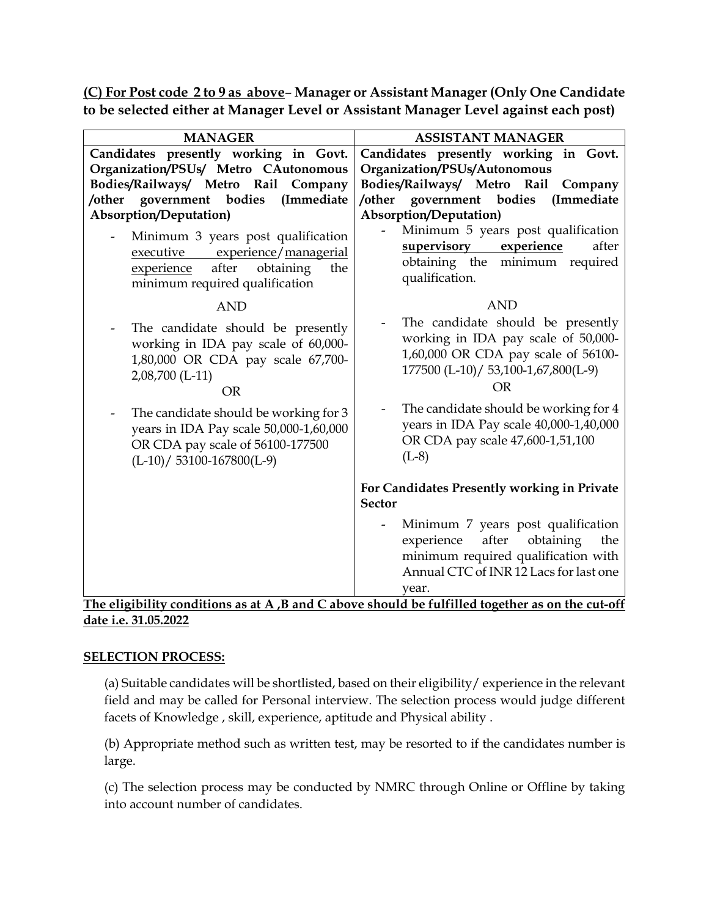**<u>(C) For Post code 2 to 9 as above</u>– Manager or Assistant Manager (Only One Candidate to be selected either at Manager Level or Assistant Manager Level against each post)**

| MANAGER | ASSISTANT MANAGER |
|---|---|
| **Candidates presently working in Govt. Organization/PSUs/ Metro CAutonomous Bodies/Railways/ Metro Rail Company /other government bodies (Immediate Absorption/Deputation)**<br><br>- Minimum 3 years post qualification <u>executive experience</u>/<u>managerial experience</u> after obtaining the minimum required qualification<br><br>AND<br><br>- The candidate should be presently working in IDA pay scale of 60,000-1,80,000 OR CDA pay scale 67,700-2,08,700 (L-11)<br><br>OR<br><br>- The candidate should be working for 3 years in IDA Pay scale 50,000-1,60,000 OR CDA pay scale of 56100-177500 (L-10)/ 53100-167800(L-9) | **Candidates presently working in Govt. Organization/PSUs/Autonomous Bodies/Railways/ Metro Rail Company /other government bodies (Immediate Absorption/Deputation)**<br><br>- Minimum 5 years post qualification **<u>supervisory experience</u>** after obtaining the minimum required qualification.<br><br>AND<br><br>- The candidate should be presently working in IDA pay scale of 50,000-1,60,000 OR CDA pay scale of 56100-177500 (L-10)/ 53,100-1,67,800(L-9)<br><br>OR<br><br>- The candidate should be working for 4 years in IDA Pay scale 40,000-1,40,000 OR CDA pay scale 47,600-1,51,100 (L-8)<br><br>**For Candidates Presently working in Private Sector**<br><br>- Minimum 7 years post qualification experience after obtaining the minimum required qualification with Annual CTC of INR 12 Lacs for last one year. |

**<u>The eligibility conditions as at A ,B and C above should be fulfilled together as on the cut-off date i.e. 31.05.2022</u>**

**<u>SELECTION PROCESS:</u>**

(a) Suitable candidates will be shortlisted, based on their eligibility/ experience in the relevant field and may be called for Personal interview. The selection process would judge different facets of Knowledge , skill, experience, aptitude and Physical ability .

(b) Appropriate method such as written test, may be resorted to if the candidates number is large.

(c) The selection process may be conducted by NMRC through Online or Offline by taking into account number of candidates.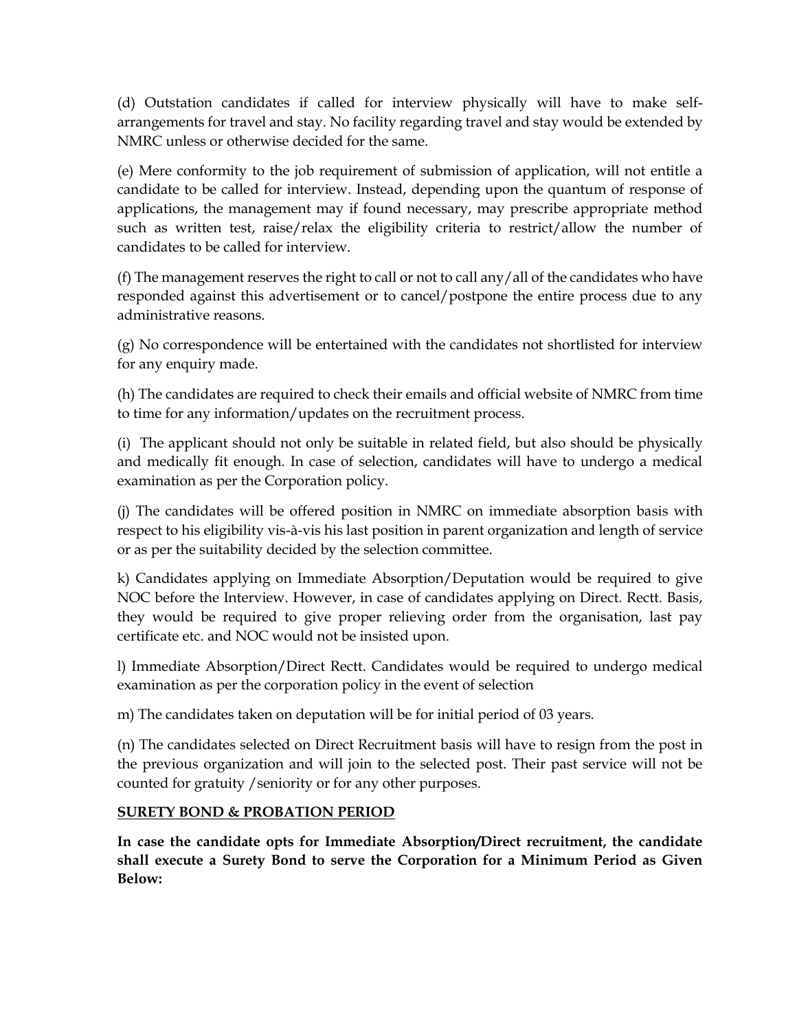(d) Outstation candidates if called for interview physically will have to make self-arrangements for travel and stay. No facility regarding travel and stay would be extended by NMRC unless or otherwise decided for the same.

(e) Mere conformity to the job requirement of submission of application, will not entitle a candidate to be called for interview. Instead, depending upon the quantum of response of applications, the management may if found necessary, may prescribe appropriate method such as written test, raise/relax the eligibility criteria to restrict/allow the number of candidates to be called for interview.

(f) The management reserves the right to call or not to call any/all of the candidates who have responded against this advertisement or to cancel/postpone the entire process due to any administrative reasons.

(g) No correspondence will be entertained with the candidates not shortlisted for interview for any enquiry made.

(h) The candidates are required to check their emails and official website of NMRC from time to time for any information/updates on the recruitment process.

(i) The applicant should not only be suitable in related field, but also should be physically and medically fit enough. In case of selection, candidates will have to undergo a medical examination as per the Corporation policy.

(j) The candidates will be offered position in NMRC on immediate absorption basis with respect to his eligibility vis-à-vis his last position in parent organization and length of service or as per the suitability decided by the selection committee.

k) Candidates applying on Immediate Absorption/Deputation would be required to give NOC before the Interview. However, in case of candidates applying on Direct. Rectt. Basis, they would be required to give proper relieving order from the organisation, last pay certificate etc. and NOC would not be insisted upon.

l) Immediate Absorption/Direct Rectt. Candidates would be required to undergo medical examination as per the corporation policy in the event of selection

m) The candidates taken on deputation will be for initial period of 03 years.

(n) The candidates selected on Direct Recruitment basis will have to resign from the post in the previous organization and will join to the selected post. Their past service will not be counted for gratuity /seniority or for any other purposes.

**SURETY BOND & PROBATION PERIOD**

**In case the candidate opts for Immediate Absorption/Direct recruitment, the candidate shall execute a Surety Bond to serve the Corporation for a Minimum Period as Given Below:**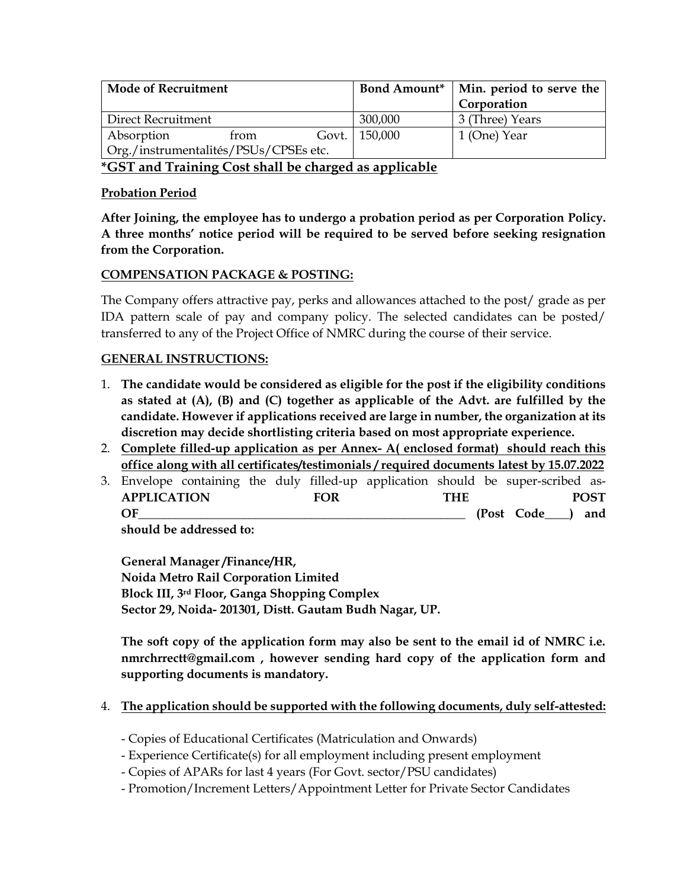| Mode of Recruitment | Bond Amount* | Min. period to serve the Corporation |
|---|---|---|
| Direct Recruitment | 300,000 | 3 (Three) Years |
| Absorption from Govt. Org./instrumentalités/PSUs/CPSEs etc. | 150,000 | 1 (One) Year |

***GST and Training Cost shall be charged as applicable**

**Probation Period**

**After Joining, the employee has to undergo a probation period as per Corporation Policy. A three months' notice period will be required to be served before seeking resignation from the Corporation.**

**COMPENSATION PACKAGE & POSTING:**

The Company offers attractive pay, perks and allowances attached to the post/ grade as per IDA pattern scale of pay and company policy. The selected candidates can be posted/ transferred to any of the Project Office of NMRC during the course of their service.

**GENERAL INSTRUCTIONS:**

1. **The candidate would be considered as eligible for the post if the eligibility conditions as stated at (A), (B) and (C) together as applicable of the Advt. are fulfilled by the candidate. However if applications received are large in number, the organization at its discretion may decide shortlisting criteria based on most appropriate experience.**
2. **Complete filled-up application as per Annex- A( enclosed format) should reach this office along with all certificates/testimonials / required documents latest by 15.07.2022**
3. Envelope containing the duly filled-up application should be super-scribed as- **APPLICATION FOR THE POST OF_______________________________________ (Post Code____) and should be addressed to:**

   **General Manager /Finance/HR,**
   **Noida Metro Rail Corporation Limited**
   **Block III, 3rd Floor, Ganga Shopping Complex**
   **Sector 29, Noida- 201301, Distt. Gautam Budh Nagar, UP.**

   **The soft copy of the application form may also be sent to the email id of NMRC i.e. nmrchrrectt@gmail.com , however sending hard copy of the application form and supporting documents is mandatory.**

4. **The application should be supported with the following documents, duly self-attested:**

   - Copies of Educational Certificates (Matriculation and Onwards)
   - Experience Certificate(s) for all employment including present employment
   - Copies of APARs for last 4 years (For Govt. sector/PSU candidates)
   - Promotion/Increment Letters/Appointment Letter for Private Sector Candidates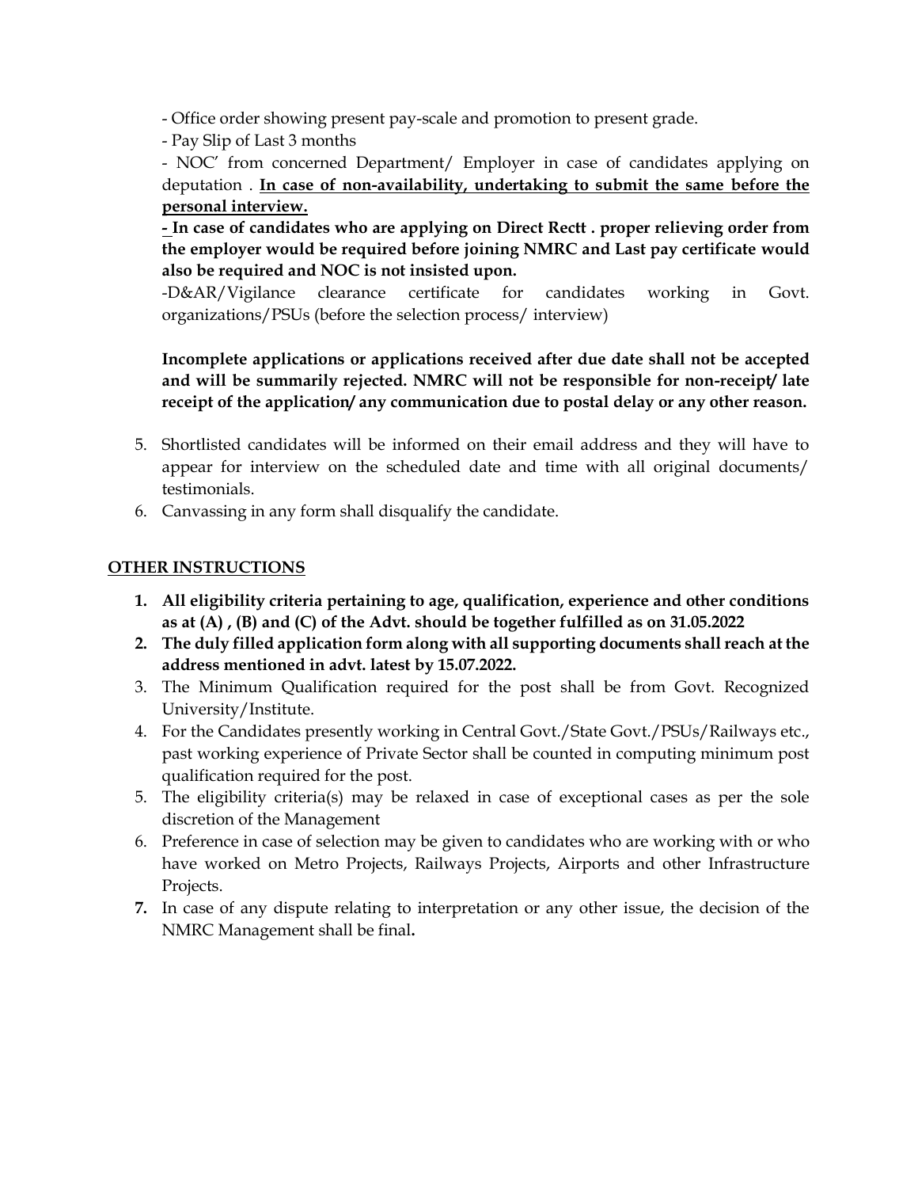- Office order showing present pay-scale and promotion to present grade.

- Pay Slip of Last 3 months

- NOC' from concerned Department/ Employer in case of candidates applying on deputation . **In case of non-availability, undertaking to submit the same before the personal interview.**

**- In case of candidates who are applying on Direct Rectt . proper relieving order from the employer would be required before joining NMRC and Last pay certificate would also be required and NOC is not insisted upon.**

-D&AR/Vigilance clearance certificate for candidates working in Govt. organizations/PSUs (before the selection process/ interview)

**Incomplete applications or applications received after due date shall not be accepted and will be summarily rejected. NMRC will not be responsible for non-receipt/ late receipt of the application/ any communication due to postal delay or any other reason.**

5. Shortlisted candidates will be informed on their email address and they will have to appear for interview on the scheduled date and time with all original documents/ testimonials.
6. Canvassing in any form shall disqualify the candidate.

## OTHER INSTRUCTIONS

1. **All eligibility criteria pertaining to age, qualification, experience and other conditions as at (A) , (B) and (C) of the Advt. should be together fulfilled as on 31.05.2022**
2. **The duly filled application form along with all supporting documents shall reach at the address mentioned in advt. latest by 15.07.2022.**
3. The Minimum Qualification required for the post shall be from Govt. Recognized University/Institute.
4. For the Candidates presently working in Central Govt./State Govt./PSUs/Railways etc., past working experience of Private Sector shall be counted in computing minimum post qualification required for the post.
5. The eligibility criteria(s) may be relaxed in case of exceptional cases as per the sole discretion of the Management
6. Preference in case of selection may be given to candidates who are working with or who have worked on Metro Projects, Railways Projects, Airports and other Infrastructure Projects.
7. In case of any dispute relating to interpretation or any other issue, the decision of the NMRC Management shall be final**.**